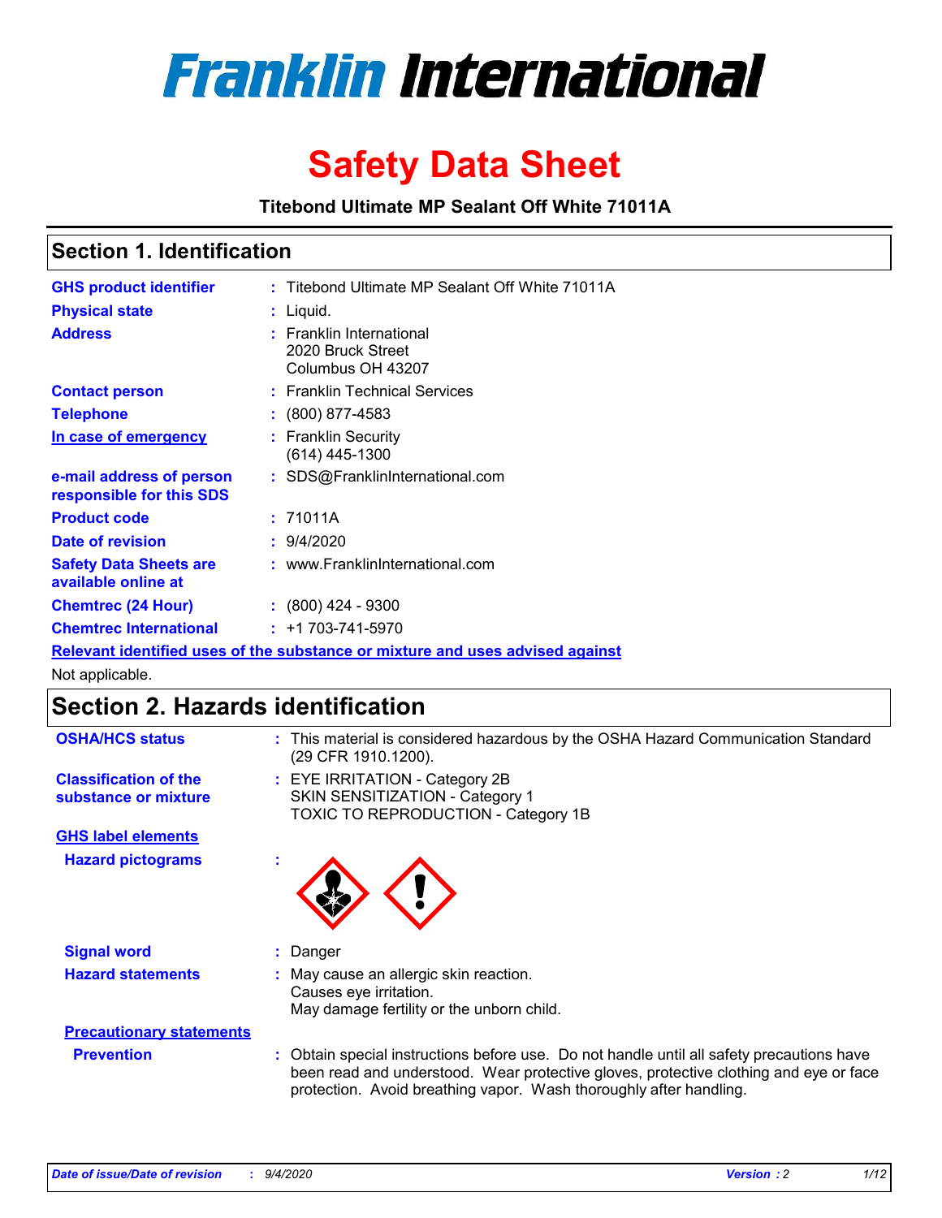# Franklin International

# Safety Data Sheet

**Titebond Ultimate MP Sealant Off White 71011A**

## Section 1. Identification

| | | |
|---|---|---|
| **GHS product identifier** | : | Titebond Ultimate MP Sealant Off White 71011A |
| **Physical state** | : | Liquid. |
| **Address** | : | Franklin International<br>2020 Bruck Street<br>Columbus OH 43207 |
| **Contact person** | : | Franklin Technical Services |
| **Telephone** | : | (800) 877-4583 |
| **In case of emergency** | : | Franklin Security<br>(614) 445-1300 |
| **e-mail address of person responsible for this SDS** | : | SDS@FranklinInternational.com |
| **Product code** | : | 71011A |
| **Date of revision** | : | 9/4/2020 |
| **Safety Data Sheets are available online at** | : | www.FranklinInternational.com |
| **Chemtrec (24 Hour)** | : | (800) 424 - 9300 |
| **Chemtrec International** | : | +1 703-741-5970 |

**Relevant identified uses of the substance or mixture and uses advised against**

Not applicable.

## Section 2. Hazards identification

| | | |
|---|---|---|
| **OSHA/HCS status** | : | This material is considered hazardous by the OSHA Hazard Communication Standard (29 CFR 1910.1200). |
| **Classification of the substance or mixture** | : | EYE IRRITATION - Category 2B<br>SKIN SENSITIZATION - Category 1<br>TOXIC TO REPRODUCTION - Category 1B |

**GHS label elements**

**Hazard pictograms** :

| | | |
|---|---|---|
| **Signal word** | : | Danger |
| **Hazard statements** | : | May cause an allergic skin reaction.<br>Causes eye irritation.<br>May damage fertility or the unborn child. |

**Precautionary statements**

| | | |
|---|---|---|
| **Prevention** | : | Obtain special instructions before use. Do not handle until all safety precautions have been read and understood. Wear protective gloves, protective clothing and eye or face protection. Avoid breathing vapor. Wash thoroughly after handling. |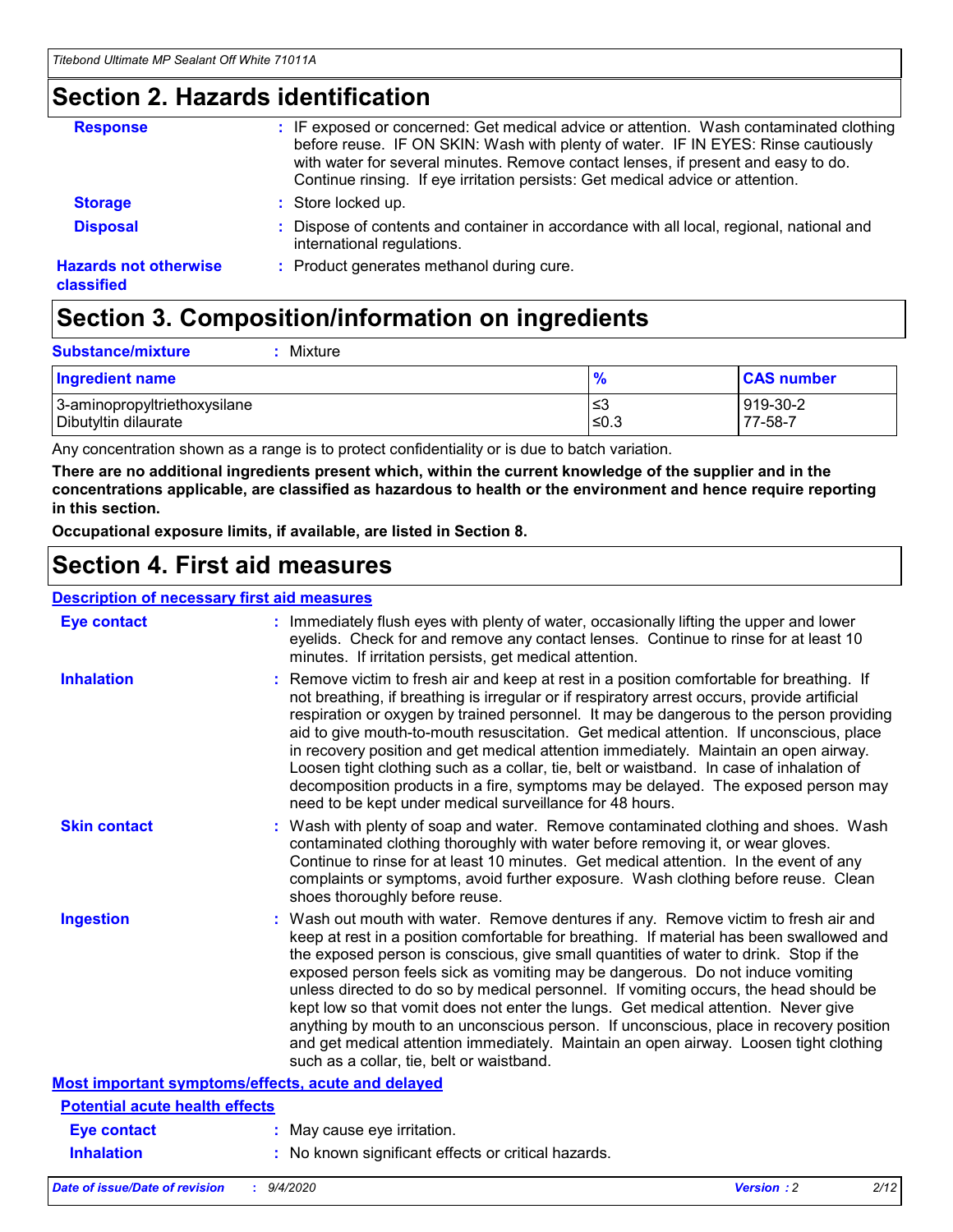## Section 2. Hazards identification

**Response** : IF exposed or concerned: Get medical advice or attention. Wash contaminated clothing before reuse. IF ON SKIN: Wash with plenty of water. IF IN EYES: Rinse cautiously with water for several minutes. Remove contact lenses, if present and easy to do. Continue rinsing. If eye irritation persists: Get medical advice or attention.

**Storage** : Store locked up.

**Disposal** : Dispose of contents and container in accordance with all local, regional, national and international regulations.

**Hazards not otherwise classified** : Product generates methanol during cure.

## Section 3. Composition/information on ingredients

**Substance/mixture** : Mixture

| Ingredient name | % | CAS number |
|---|---|---|
| 3-aminopropyltriethoxysilane | ≤3 | 919-30-2 |
| Dibutyltin dilaurate | ≤0.3 | 77-58-7 |

Any concentration shown as a range is to protect confidentiality or is due to batch variation.

**There are no additional ingredients present which, within the current knowledge of the supplier and in the concentrations applicable, are classified as hazardous to health or the environment and hence require reporting in this section.**

**Occupational exposure limits, if available, are listed in Section 8.**

## Section 4. First aid measures

### Description of necessary first aid measures

**Eye contact** : Immediately flush eyes with plenty of water, occasionally lifting the upper and lower eyelids. Check for and remove any contact lenses. Continue to rinse for at least 10 minutes. If irritation persists, get medical attention.

**Inhalation** : Remove victim to fresh air and keep at rest in a position comfortable for breathing. If not breathing, if breathing is irregular or if respiratory arrest occurs, provide artificial respiration or oxygen by trained personnel. It may be dangerous to the person providing aid to give mouth-to-mouth resuscitation. Get medical attention. If unconscious, place in recovery position and get medical attention immediately. Maintain an open airway. Loosen tight clothing such as a collar, tie, belt or waistband. In case of inhalation of decomposition products in a fire, symptoms may be delayed. The exposed person may need to be kept under medical surveillance for 48 hours.

**Skin contact** : Wash with plenty of soap and water. Remove contaminated clothing and shoes. Wash contaminated clothing thoroughly with water before removing it, or wear gloves. Continue to rinse for at least 10 minutes. Get medical attention. In the event of any complaints or symptoms, avoid further exposure. Wash clothing before reuse. Clean shoes thoroughly before reuse.

**Ingestion** : Wash out mouth with water. Remove dentures if any. Remove victim to fresh air and keep at rest in a position comfortable for breathing. If material has been swallowed and the exposed person is conscious, give small quantities of water to drink. Stop if the exposed person feels sick as vomiting may be dangerous. Do not induce vomiting unless directed to do so by medical personnel. If vomiting occurs, the head should be kept low so that vomit does not enter the lungs. Get medical attention. Never give anything by mouth to an unconscious person. If unconscious, place in recovery position and get medical attention immediately. Maintain an open airway. Loosen tight clothing such as a collar, tie, belt or waistband.

### Most important symptoms/effects, acute and delayed

#### Potential acute health effects

**Eye contact** : May cause eye irritation.

**Inhalation** : No known significant effects or critical hazards.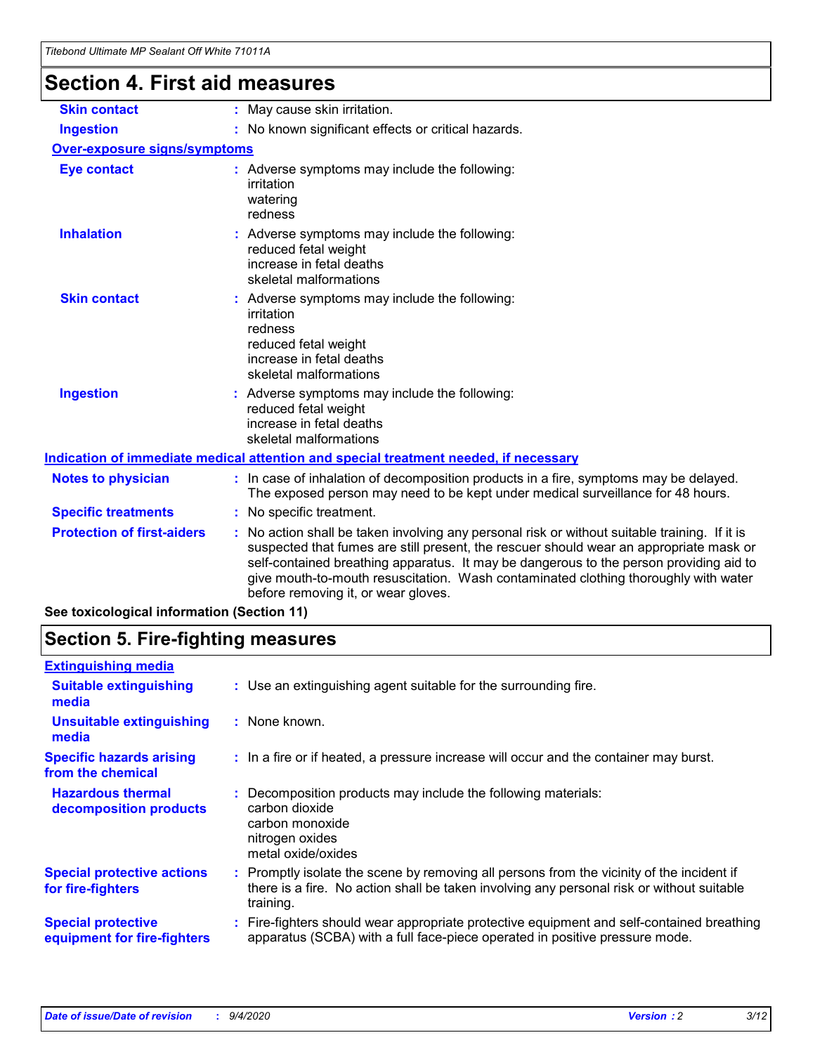# Section 4. First aid measures

| | |
|---|---|
| **Skin contact** | May cause skin irritation. |
| **Ingestion** | No known significant effects or critical hazards. |

**Over-exposure signs/symptoms**

| | |
|---|---|
| **Eye contact** | Adverse symptoms may include the following:<br>irritation<br>watering<br>redness |
| **Inhalation** | Adverse symptoms may include the following:<br>reduced fetal weight<br>increase in fetal deaths<br>skeletal malformations |
| **Skin contact** | Adverse symptoms may include the following:<br>irritation<br>redness<br>reduced fetal weight<br>increase in fetal deaths<br>skeletal malformations |
| **Ingestion** | Adverse symptoms may include the following:<br>reduced fetal weight<br>increase in fetal deaths<br>skeletal malformations |

**Indication of immediate medical attention and special treatment needed, if necessary**

| | |
|---|---|
| **Notes to physician** | In case of inhalation of decomposition products in a fire, symptoms may be delayed. The exposed person may need to be kept under medical surveillance for 48 hours. |
| **Specific treatments** | No specific treatment. |
| **Protection of first-aiders** | No action shall be taken involving any personal risk or without suitable training. If it is suspected that fumes are still present, the rescuer should wear an appropriate mask or self-contained breathing apparatus. It may be dangerous to the person providing aid to give mouth-to-mouth resuscitation. Wash contaminated clothing thoroughly with water before removing it, or wear gloves. |

**See toxicological information (Section 11)**

# Section 5. Fire-fighting measures

**Extinguishing media**

| | |
|---|---|
| **Suitable extinguishing media** | Use an extinguishing agent suitable for the surrounding fire. |
| **Unsuitable extinguishing media** | None known. |
| **Specific hazards arising from the chemical** | In a fire or if heated, a pressure increase will occur and the container may burst. |
| **Hazardous thermal decomposition products** | Decomposition products may include the following materials:<br>carbon dioxide<br>carbon monoxide<br>nitrogen oxides<br>metal oxide/oxides |
| **Special protective actions for fire-fighters** | Promptly isolate the scene by removing all persons from the vicinity of the incident if there is a fire. No action shall be taken involving any personal risk or without suitable training. |
| **Special protective equipment for fire-fighters** | Fire-fighters should wear appropriate protective equipment and self-contained breathing apparatus (SCBA) with a full face-piece operated in positive pressure mode. |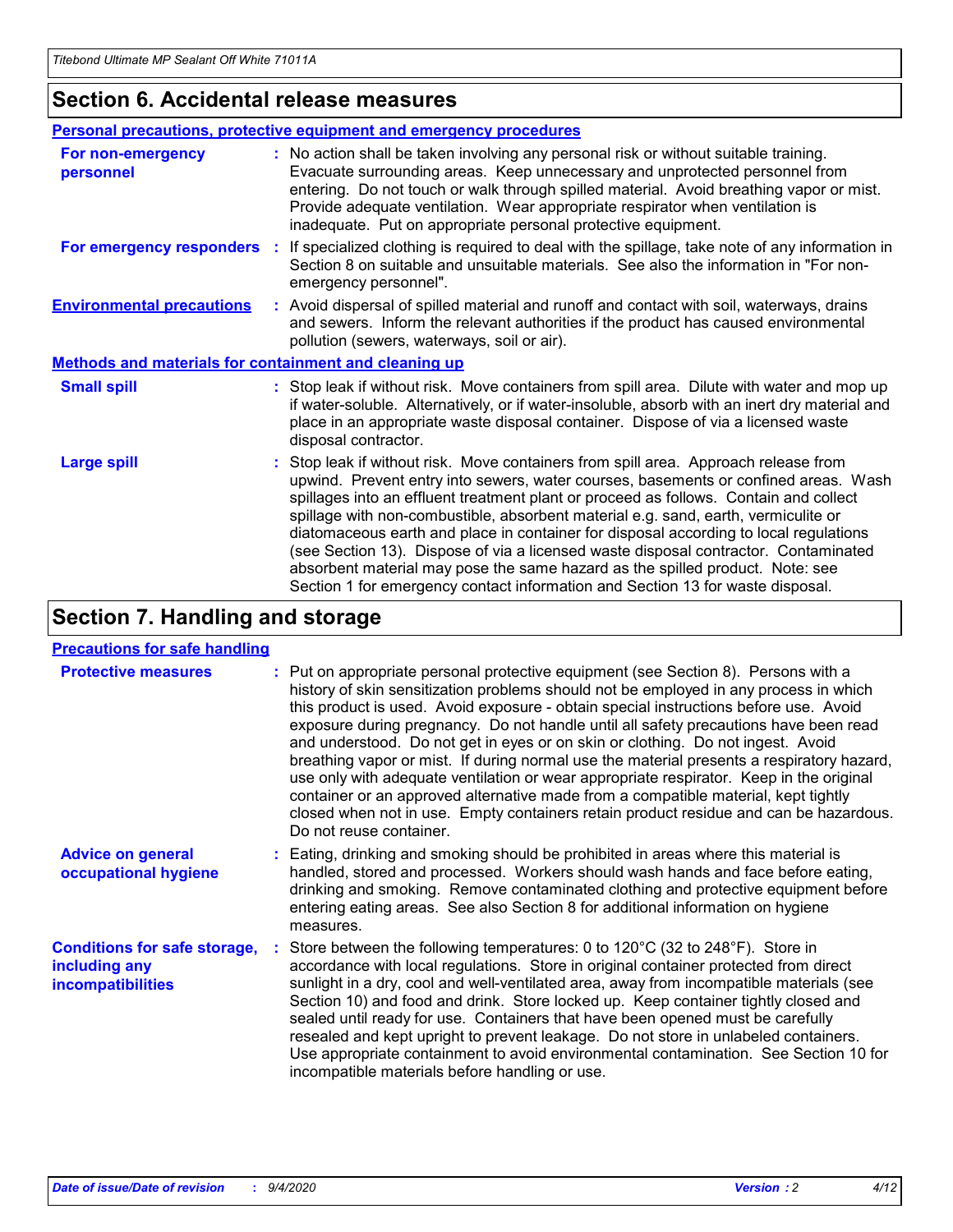## Section 6. Accidental release measures

### Personal precautions, protective equipment and emergency procedures

**For non-emergency personnel** : No action shall be taken involving any personal risk or without suitable training. Evacuate surrounding areas. Keep unnecessary and unprotected personnel from entering. Do not touch or walk through spilled material. Avoid breathing vapor or mist. Provide adequate ventilation. Wear appropriate respirator when ventilation is inadequate. Put on appropriate personal protective equipment.

**For emergency responders** : If specialized clothing is required to deal with the spillage, take note of any information in Section 8 on suitable and unsuitable materials. See also the information in "For non-emergency personnel".

**Environmental precautions** : Avoid dispersal of spilled material and runoff and contact with soil, waterways, drains and sewers. Inform the relevant authorities if the product has caused environmental pollution (sewers, waterways, soil or air).

### Methods and materials for containment and cleaning up

**Small spill** : Stop leak if without risk. Move containers from spill area. Dilute with water and mop up if water-soluble. Alternatively, or if water-insoluble, absorb with an inert dry material and place in an appropriate waste disposal container. Dispose of via a licensed waste disposal contractor.

**Large spill** : Stop leak if without risk. Move containers from spill area. Approach release from upwind. Prevent entry into sewers, water courses, basements or confined areas. Wash spillages into an effluent treatment plant or proceed as follows. Contain and collect spillage with non-combustible, absorbent material e.g. sand, earth, vermiculite or diatomaceous earth and place in container for disposal according to local regulations (see Section 13). Dispose of via a licensed waste disposal contractor. Contaminated absorbent material may pose the same hazard as the spilled product. Note: see Section 1 for emergency contact information and Section 13 for waste disposal.

## Section 7. Handling and storage

### Precautions for safe handling

**Protective measures** : Put on appropriate personal protective equipment (see Section 8). Persons with a history of skin sensitization problems should not be employed in any process in which this product is used. Avoid exposure - obtain special instructions before use. Avoid exposure during pregnancy. Do not handle until all safety precautions have been read and understood. Do not get in eyes or on skin or clothing. Do not ingest. Avoid breathing vapor or mist. If during normal use the material presents a respiratory hazard, use only with adequate ventilation or wear appropriate respirator. Keep in the original container or an approved alternative made from a compatible material, kept tightly closed when not in use. Empty containers retain product residue and can be hazardous. Do not reuse container.

**Advice on general occupational hygiene** : Eating, drinking and smoking should be prohibited in areas where this material is handled, stored and processed. Workers should wash hands and face before eating, drinking and smoking. Remove contaminated clothing and protective equipment before entering eating areas. See also Section 8 for additional information on hygiene measures.

**Conditions for safe storage, including any incompatibilities** : Store between the following temperatures: 0 to 120°C (32 to 248°F). Store in accordance with local regulations. Store in original container protected from direct sunlight in a dry, cool and well-ventilated area, away from incompatible materials (see Section 10) and food and drink. Store locked up. Keep container tightly closed and sealed until ready for use. Containers that have been opened must be carefully resealed and kept upright to prevent leakage. Do not store in unlabeled containers. Use appropriate containment to avoid environmental contamination. See Section 10 for incompatible materials before handling or use.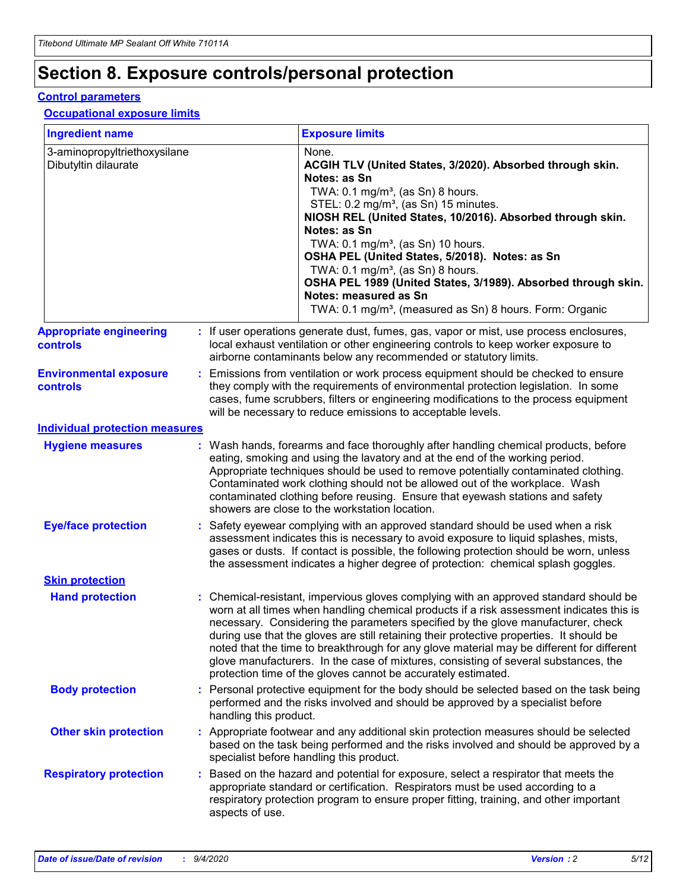# Section 8. Exposure controls/personal protection

## Control parameters

### Occupational exposure limits

| Ingredient name | Exposure limits |
| --- | --- |
| 3-aminopropyltriethoxysilane<br>Dibutyltin dilaurate | None.<br>**ACGIH TLV (United States, 3/2020). Absorbed through skin. Notes: as Sn**<br>TWA: 0.1 mg/m³, (as Sn) 8 hours.<br>STEL: 0.2 mg/m³, (as Sn) 15 minutes.<br>**NIOSH REL (United States, 10/2016). Absorbed through skin. Notes: as Sn**<br>TWA: 0.1 mg/m³, (as Sn) 10 hours.<br>**OSHA PEL (United States, 5/2018). Notes: as Sn**<br>TWA: 0.1 mg/m³, (as Sn) 8 hours.<br>**OSHA PEL 1989 (United States, 3/1989). Absorbed through skin. Notes: measured as Sn**<br>TWA: 0.1 mg/m³, (measured as Sn) 8 hours. Form: Organic |

**Appropriate engineering controls** : If user operations generate dust, fumes, gas, vapor or mist, use process enclosures, local exhaust ventilation or other engineering controls to keep worker exposure to airborne contaminants below any recommended or statutory limits.

**Environmental exposure controls** : Emissions from ventilation or work process equipment should be checked to ensure they comply with the requirements of environmental protection legislation. In some cases, fume scrubbers, filters or engineering modifications to the process equipment will be necessary to reduce emissions to acceptable levels.

## Individual protection measures

**Hygiene measures** : Wash hands, forearms and face thoroughly after handling chemical products, before eating, smoking and using the lavatory and at the end of the working period. Appropriate techniques should be used to remove potentially contaminated clothing. Contaminated work clothing should not be allowed out of the workplace. Wash contaminated clothing before reusing. Ensure that eyewash stations and safety showers are close to the workstation location.

**Eye/face protection** : Safety eyewear complying with an approved standard should be used when a risk assessment indicates this is necessary to avoid exposure to liquid splashes, mists, gases or dusts. If contact is possible, the following protection should be worn, unless the assessment indicates a higher degree of protection: chemical splash goggles.

### Skin protection

**Hand protection** : Chemical-resistant, impervious gloves complying with an approved standard should be worn at all times when handling chemical products if a risk assessment indicates this is necessary. Considering the parameters specified by the glove manufacturer, check during use that the gloves are still retaining their protective properties. It should be noted that the time to breakthrough for any glove material may be different for different glove manufacturers. In the case of mixtures, consisting of several substances, the protection time of the gloves cannot be accurately estimated.

**Body protection** : Personal protective equipment for the body should be selected based on the task being performed and the risks involved and should be approved by a specialist before handling this product.

**Other skin protection** : Appropriate footwear and any additional skin protection measures should be selected based on the task being performed and the risks involved and should be approved by a specialist before handling this product.

**Respiratory protection** : Based on the hazard and potential for exposure, select a respirator that meets the appropriate standard or certification. Respirators must be used according to a respiratory protection program to ensure proper fitting, training, and other important aspects of use.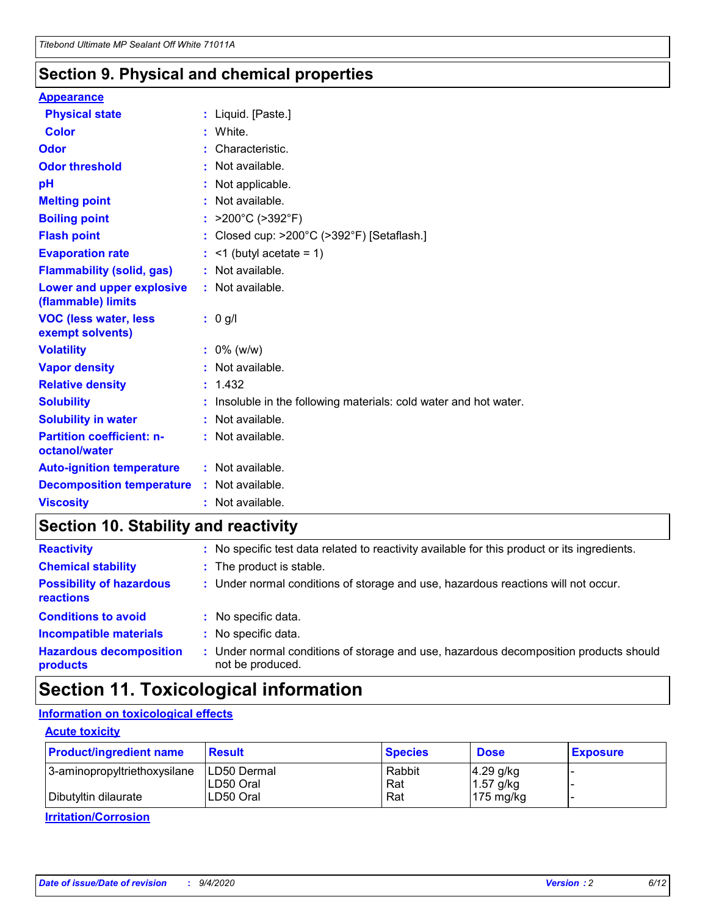## Section 9. Physical and chemical properties

**Appearance**

| | |
|---|---|
| **Physical state** | : Liquid. [Paste.] |
| **Color** | : White. |
| **Odor** | : Characteristic. |
| **Odor threshold** | : Not available. |
| **pH** | : Not applicable. |
| **Melting point** | : Not available. |
| **Boiling point** | : >200°C (>392°F) |
| **Flash point** | : Closed cup: >200°C (>392°F) [Setaflash.] |
| **Evaporation rate** | : <1 (butyl acetate = 1) |
| **Flammability (solid, gas)** | : Not available. |
| **Lower and upper explosive (flammable) limits** | : Not available. |
| **VOC (less water, less exempt solvents)** | : 0 g/l |
| **Volatility** | : 0% (w/w) |
| **Vapor density** | : Not available. |
| **Relative density** | : 1.432 |
| **Solubility** | : Insoluble in the following materials: cold water and hot water. |
| **Solubility in water** | : Not available. |
| **Partition coefficient: n-octanol/water** | : Not available. |
| **Auto-ignition temperature** | : Not available. |
| **Decomposition temperature** | : Not available. |
| **Viscosity** | : Not available. |

## Section 10. Stability and reactivity

| | |
|---|---|
| **Reactivity** | : No specific test data related to reactivity available for this product or its ingredients. |
| **Chemical stability** | : The product is stable. |
| **Possibility of hazardous reactions** | : Under normal conditions of storage and use, hazardous reactions will not occur. |
| **Conditions to avoid** | : No specific data. |
| **Incompatible materials** | : No specific data. |
| **Hazardous decomposition products** | : Under normal conditions of storage and use, hazardous decomposition products should not be produced. |

## Section 11. Toxicological information

**Information on toxicological effects**

**Acute toxicity**

| Product/ingredient name | Result | Species | Dose | Exposure |
|---|---|---|---|---|
| 3-aminopropyltriethoxysilane | LD50 Dermal | Rabbit | 4.29 g/kg | - |
| | LD50 Oral | Rat | 1.57 g/kg | - |
| Dibutyltin dilaurate | LD50 Oral | Rat | 175 mg/kg | - |

**Irritation/Corrosion**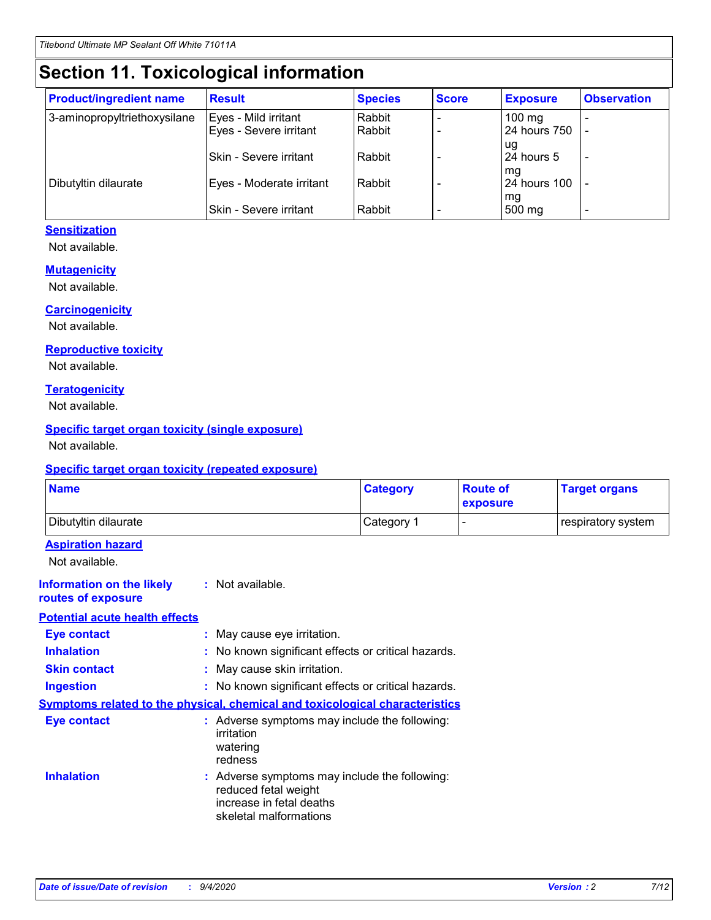# Section 11. Toxicological information

| Product/ingredient name | Result | Species | Score | Exposure | Observation |
|---|---|---|---|---|---|
| 3-aminopropyltriethoxysilane | Eyes - Mild irritant | Rabbit | - | 100 mg | - |
| | Eyes - Severe irritant | Rabbit | - | 24 hours 750 ug | - |
| | Skin - Severe irritant | Rabbit | - | 24 hours 5 mg | - |
| Dibutyltin dilaurate | Eyes - Moderate irritant | Rabbit | - | 24 hours 100 mg | - |
| | Skin - Severe irritant | Rabbit | - | 500 mg | - |

### Sensitization

Not available.

### Mutagenicity

Not available.

### Carcinogenicity

Not available.

### Reproductive toxicity

Not available.

### Teratogenicity

Not available.

### Specific target organ toxicity (single exposure)

Not available.

### Specific target organ toxicity (repeated exposure)

| Name | Category | Route of exposure | Target organs |
|---|---|---|---|
| Dibutyltin dilaurate | Category 1 | - | respiratory system |

### Aspiration hazard

Not available.

**Information on the likely routes of exposure** : Not available.

### Potential acute health effects

**Eye contact** : May cause eye irritation.

**Inhalation** : No known significant effects or critical hazards.

**Skin contact** : May cause skin irritation.

**Ingestion** : No known significant effects or critical hazards.

### Symptoms related to the physical, chemical and toxicological characteristics

**Eye contact** : Adverse symptoms may include the following:
irritation
watering
redness

**Inhalation** : Adverse symptoms may include the following:
reduced fetal weight
increase in fetal deaths
skeletal malformations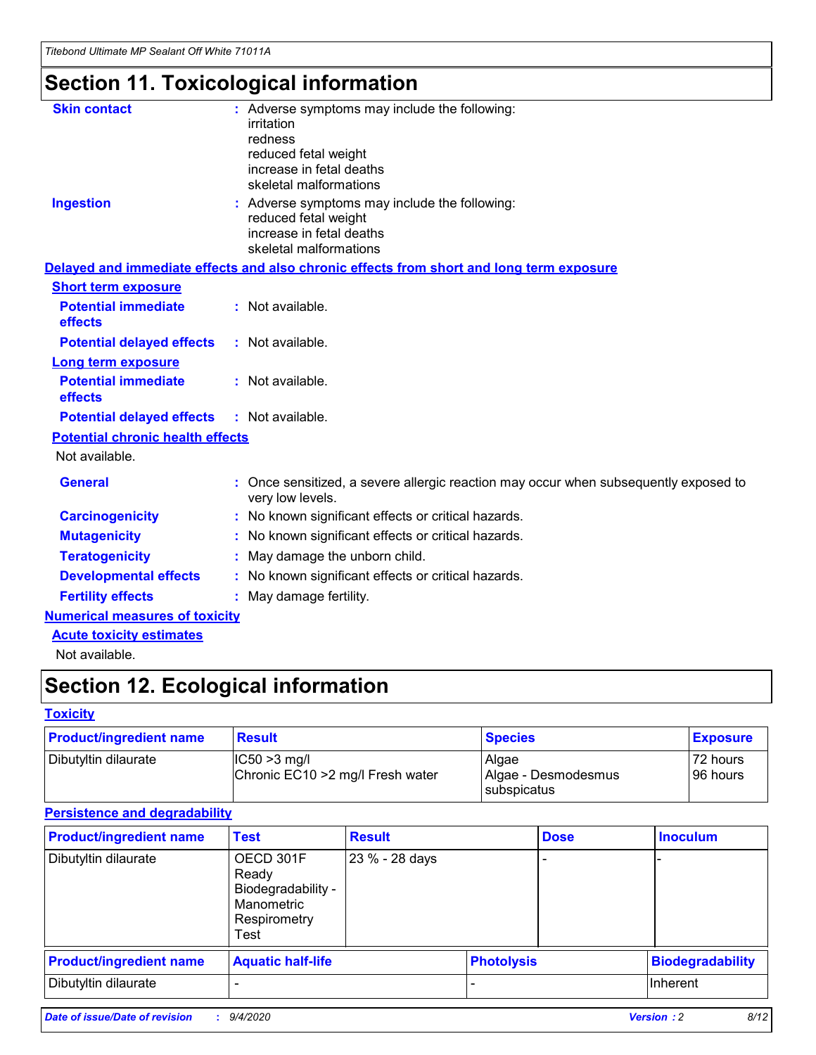# Section 11. Toxicological information

**Skin contact** : Adverse symptoms may include the following:
irritation
redness
reduced fetal weight
increase in fetal deaths
skeletal malformations

**Ingestion** : Adverse symptoms may include the following:
reduced fetal weight
increase in fetal deaths
skeletal malformations

**Delayed and immediate effects and also chronic effects from short and long term exposure**

**Short term exposure**

**Potential immediate effects** : Not available.

**Potential delayed effects** : Not available.

**Long term exposure**

**Potential immediate effects** : Not available.

**Potential delayed effects** : Not available.

**Potential chronic health effects**

Not available.

**General** : Once sensitized, a severe allergic reaction may occur when subsequently exposed to very low levels.

**Carcinogenicity** : No known significant effects or critical hazards.

**Mutagenicity** : No known significant effects or critical hazards.

**Teratogenicity** : May damage the unborn child.

**Developmental effects** : No known significant effects or critical hazards.

**Fertility effects** : May damage fertility.

**Numerical measures of toxicity**

**Acute toxicity estimates**

Not available.

# Section 12. Ecological information

**Toxicity**

| Product/ingredient name | Result | Species | Exposure |
| --- | --- | --- | --- |
| Dibutyltin dilaurate | IC50 >3 mg/l<br>Chronic EC10 >2 mg/l Fresh water | Algae<br>Algae - Desmodesmus subspicatus | 72 hours<br>96 hours |

**Persistence and degradability**

| Product/ingredient name | Test | Result | Dose | Inoculum |
| --- | --- | --- | --- | --- |
| Dibutyltin dilaurate | OECD 301F Ready Biodegradability - Manometric Respirometry Test | 23 % - 28 days | - | - |

| Product/ingredient name | Aquatic half-life | Photolysis | Biodegradability |
| --- | --- | --- | --- |
| Dibutyltin dilaurate | - | - | Inherent |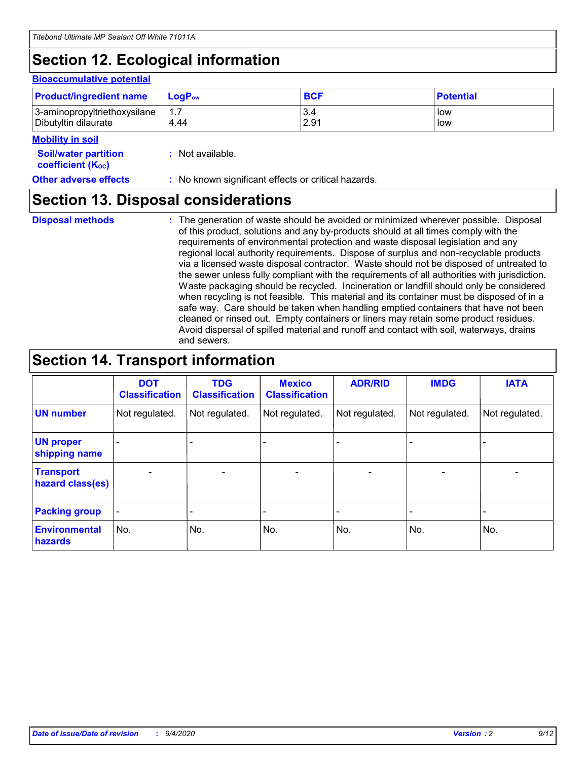## Section 12. Ecological information

### Bioaccumulative potential

| Product/ingredient name | $LogP_{ow}$ | BCF | Potential |
|---|---|---|---|
| 3-aminopropyltriethoxysilane | 1.7 | 3.4 | low |
| Dibutyltin dilaurate | 4.44 | 2.91 | low |

### Mobility in soil

**Soil/water partition coefficient ($K_{OC}$)** : Not available.

**Other adverse effects** : No known significant effects or critical hazards.

## Section 13. Disposal considerations

**Disposal methods** : The generation of waste should be avoided or minimized wherever possible. Disposal of this product, solutions and any by-products should at all times comply with the requirements of environmental protection and waste disposal legislation and any regional local authority requirements. Dispose of surplus and non-recyclable products via a licensed waste disposal contractor. Waste should not be disposed of untreated to the sewer unless fully compliant with the requirements of all authorities with jurisdiction. Waste packaging should be recycled. Incineration or landfill should only be considered when recycling is not feasible. This material and its container must be disposed of in a safe way. Care should be taken when handling emptied containers that have not been cleaned or rinsed out. Empty containers or liners may retain some product residues. Avoid dispersal of spilled material and runoff and contact with soil, waterways, drains and sewers.

## Section 14. Transport information

| | DOT Classification | TDG Classification | Mexico Classification | ADR/RID | IMDG | IATA |
|---|---|---|---|---|---|---|
| **UN number** | Not regulated. | Not regulated. | Not regulated. | Not regulated. | Not regulated. | Not regulated. |
| **UN proper shipping name** | - | - | - | - | - | - |
| **Transport hazard class(es)** | - | - | - | - | - | - |
| **Packing group** | - | - | - | - | - | - |
| **Environmental hazards** | No. | No. | No. | No. | No. | No. |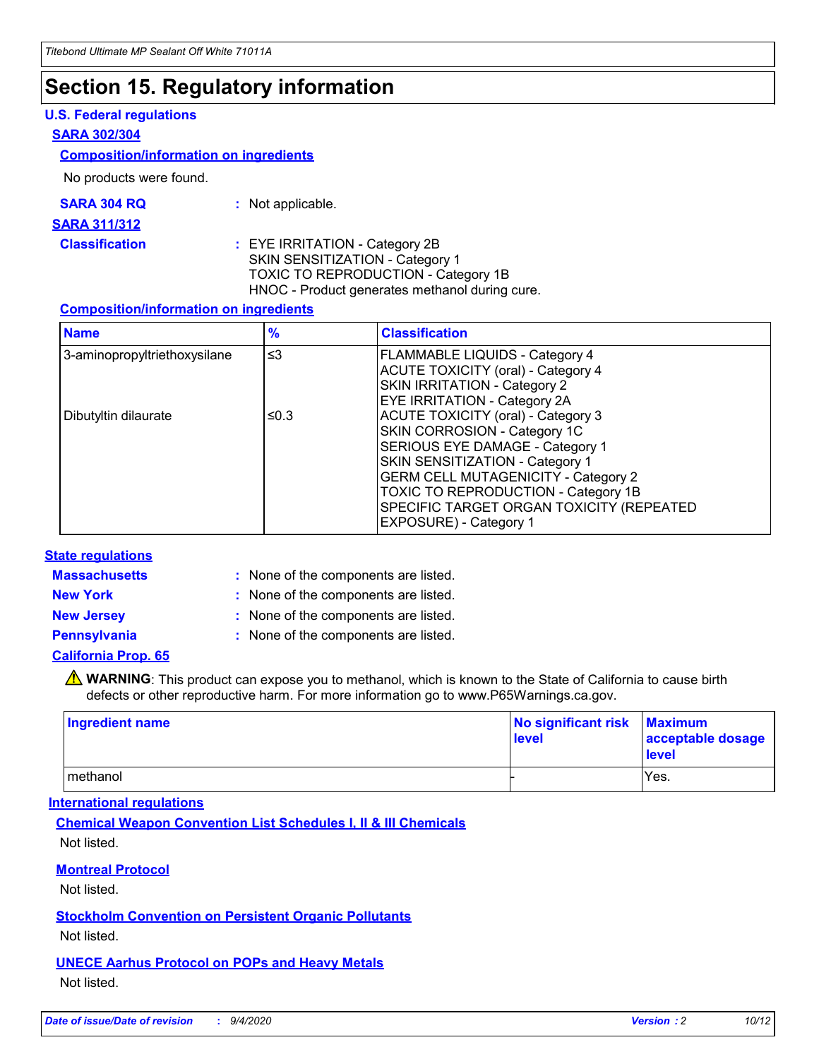# Section 15. Regulatory information

### U.S. Federal regulations

**SARA 302/304**

**Composition/information on ingredients**

No products were found.

**SARA 304 RQ** : Not applicable.

**SARA 311/312**

**Classification** : EYE IRRITATION - Category 2B
SKIN SENSITIZATION - Category 1
TOXIC TO REPRODUCTION - Category 1B
HNOC - Product generates methanol during cure.

**Composition/information on ingredients**

| Name | % | Classification |
|---|---|---|
| 3-aminopropyltriethoxysilane | ≤3 | FLAMMABLE LIQUIDS - Category 4<br>ACUTE TOXICITY (oral) - Category 4<br>SKIN IRRITATION - Category 2<br>EYE IRRITATION - Category 2A |
| Dibutyltin dilaurate | ≤0.3 | ACUTE TOXICITY (oral) - Category 3<br>SKIN CORROSION - Category 1C<br>SERIOUS EYE DAMAGE - Category 1<br>SKIN SENSITIZATION - Category 1<br>GERM CELL MUTAGENICITY - Category 2<br>TOXIC TO REPRODUCTION - Category 1B<br>SPECIFIC TARGET ORGAN TOXICITY (REPEATED EXPOSURE) - Category 1 |

### State regulations

**Massachusetts** : None of the components are listed.

**New York** : None of the components are listed.

**New Jersey** : None of the components are listed.

**Pennsylvania** : None of the components are listed.

**California Prop. 65**

⚠ **WARNING**: This product can expose you to methanol, which is known to the State of California to cause birth defects or other reproductive harm. For more information go to www.P65Warnings.ca.gov.

| Ingredient name | No significant risk level | Maximum acceptable dosage level |
|---|---|---|
| methanol | - | Yes. |

### International regulations

**Chemical Weapon Convention List Schedules I, II & III Chemicals**

Not listed.

**Montreal Protocol**

Not listed.

**Stockholm Convention on Persistent Organic Pollutants**

Not listed.

**UNECE Aarhus Protocol on POPs and Heavy Metals**

Not listed.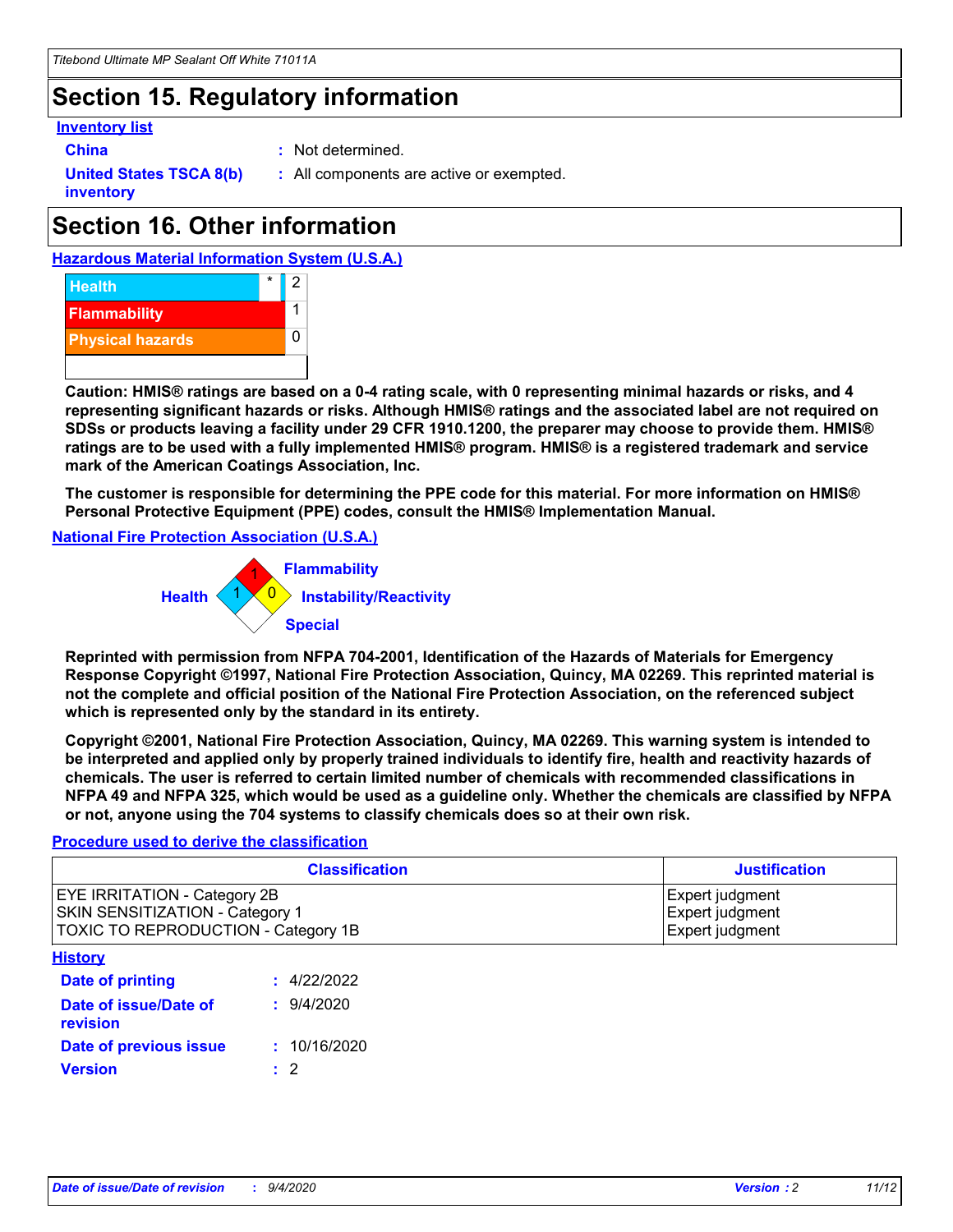## Section 15. Regulatory information

**Inventory list**

**China** : Not determined.

**United States TSCA 8(b) inventory** : All components are active or exempted.

## Section 16. Other information

**Hazardous Material Information System (U.S.A.)**

| | | |
|---|---|---|
| Health | * | 2 |
| Flammability | | 1 |
| Physical hazards | | 0 |
| | | |

**Caution: HMIS® ratings are based on a 0-4 rating scale, with 0 representing minimal hazards or risks, and 4 representing significant hazards or risks. Although HMIS® ratings and the associated label are not required on SDSs or products leaving a facility under 29 CFR 1910.1200, the preparer may choose to provide them. HMIS® ratings are to be used with a fully implemented HMIS® program. HMIS® is a registered trademark and service mark of the American Coatings Association, Inc.**

**The customer is responsible for determining the PPE code for this material. For more information on HMIS® Personal Protective Equipment (PPE) codes, consult the HMIS® Implementation Manual.**

**National Fire Protection Association (U.S.A.)**

Flammability: 1
Health: 1
Instability/Reactivity: 0
Special:

**Reprinted with permission from NFPA 704-2001, Identification of the Hazards of Materials for Emergency Response Copyright ©1997, National Fire Protection Association, Quincy, MA 02269. This reprinted material is not the complete and official position of the National Fire Protection Association, on the referenced subject which is represented only by the standard in its entirety.**

**Copyright ©2001, National Fire Protection Association, Quincy, MA 02269. This warning system is intended to be interpreted and applied only by properly trained individuals to identify fire, health and reactivity hazards of chemicals. The user is referred to certain limited number of chemicals with recommended classifications in NFPA 49 and NFPA 325, which would be used as a guideline only. Whether the chemicals are classified by NFPA or not, anyone using the 704 systems to classify chemicals does so at their own risk.**

**Procedure used to derive the classification**

| Classification | Justification |
|---|---|
| EYE IRRITATION - Category 2B<br>SKIN SENSITIZATION - Category 1<br>TOXIC TO REPRODUCTION - Category 1B | Expert judgment<br>Expert judgment<br>Expert judgment |

**History**

**Date of printing** : 4/22/2022

**Date of issue/Date of revision** : 9/4/2020

**Date of previous issue** : 10/16/2020

**Version** : 2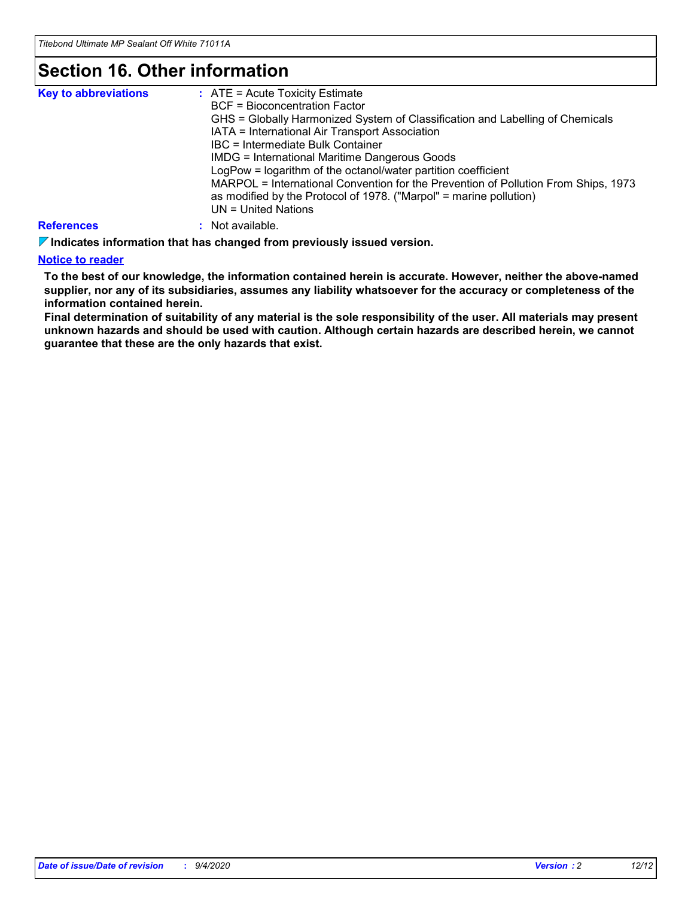# Section 16. Other information

**Key to abbreviations** : ATE = Acute Toxicity Estimate
BCF = Bioconcentration Factor
GHS = Globally Harmonized System of Classification and Labelling of Chemicals
IATA = International Air Transport Association
IBC = Intermediate Bulk Container
IMDG = International Maritime Dangerous Goods
LogPow = logarithm of the octanol/water partition coefficient
MARPOL = International Convention for the Prevention of Pollution From Ships, 1973 as modified by the Protocol of 1978. ("Marpol" = marine pollution)
UN = United Nations

**References** : Not available.

**Indicates information that has changed from previously issued version.**

**Notice to reader**

**To the best of our knowledge, the information contained herein is accurate. However, neither the above-named supplier, nor any of its subsidiaries, assumes any liability whatsoever for the accuracy or completeness of the information contained herein.**

**Final determination of suitability of any material is the sole responsibility of the user. All materials may present unknown hazards and should be used with caution. Although certain hazards are described herein, we cannot guarantee that these are the only hazards that exist.**